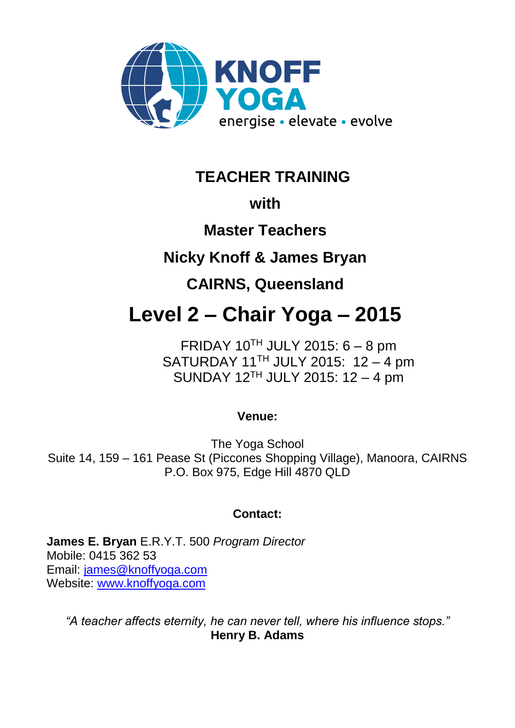KNOFF YOGA

energise • elevate • evolve

# TEACHER TRAINING

## with

## Master Teachers

## Nicky Knoff & James Bryan

## CAIRNS, Queensland

# Level 2 – Chair Yoga – 2015

FRIDAY 10TH JULY 2015: 6 – 8 pm
SATURDAY 11TH JULY 2015: 12 – 4 pm
SUNDAY 12TH JULY 2015: 12 – 4 pm

**Venue:**

The Yoga School
Suite 14, 159 – 161 Pease St (Piccones Shopping Village), Manoora, CAIRNS
P.O. Box 975, Edge Hill 4870 QLD

**Contact:**

**James E. Bryan** E.R.Y.T. 500 *Program Director*
Mobile: 0415 362 53
Email: james@knoffyoga.com
Website: www.knoffyoga.com

*"A teacher affects eternity, he can never tell, where his influence stops."*
**Henry B. Adams**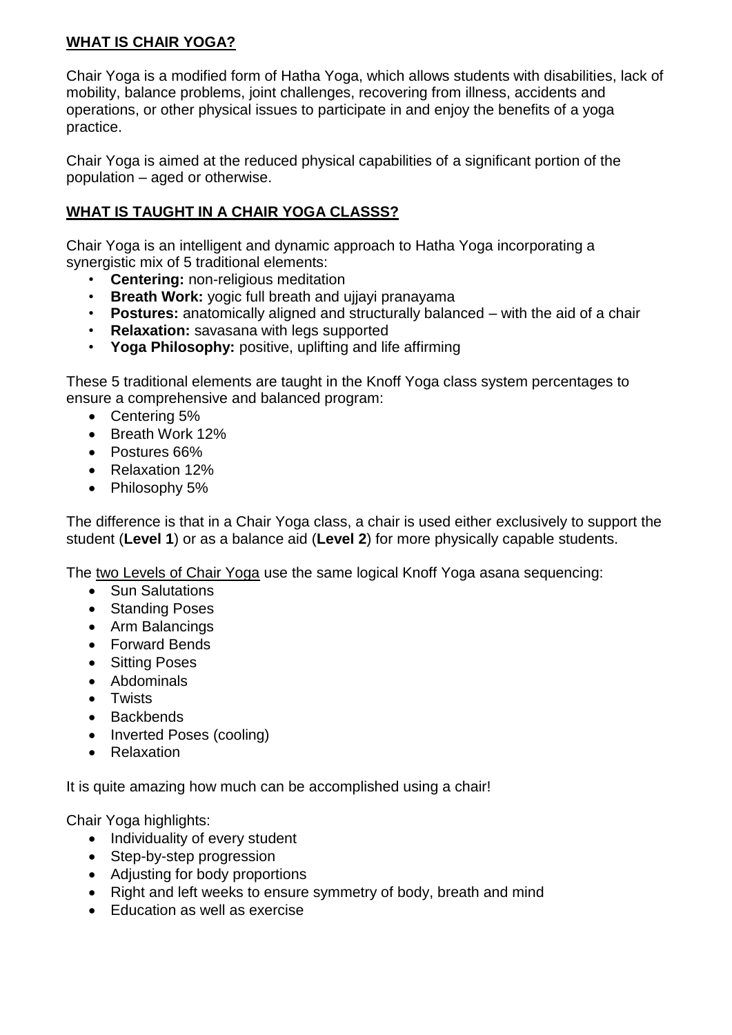## **WHAT IS CHAIR YOGA?**

Chair Yoga is a modified form of Hatha Yoga, which allows students with disabilities, lack of mobility, balance problems, joint challenges, recovering from illness, accidents and operations, or other physical issues to participate in and enjoy the benefits of a yoga practice.

Chair Yoga is aimed at the reduced physical capabilities of a significant portion of the population – aged or otherwise.

## **WHAT IS TAUGHT IN A CHAIR YOGA CLASSS?**

Chair Yoga is an intelligent and dynamic approach to Hatha Yoga incorporating a synergistic mix of 5 traditional elements:

- **Centering:** non-religious meditation
- **Breath Work:** yogic full breath and ujjayi pranayama
- **Postures:** anatomically aligned and structurally balanced – with the aid of a chair
- **Relaxation:** savasana with legs supported
- **Yoga Philosophy:** positive, uplifting and life affirming

These 5 traditional elements are taught in the Knoff Yoga class system percentages to ensure a comprehensive and balanced program:

- Centering 5%
- Breath Work 12%
- Postures 66%
- Relaxation 12%
- Philosophy 5%

The difference is that in a Chair Yoga class, a chair is used either exclusively to support the student (**Level 1**) or as a balance aid (**Level 2**) for more physically capable students.

The two Levels of Chair Yoga use the same logical Knoff Yoga asana sequencing:

- Sun Salutations
- Standing Poses
- Arm Balancings
- Forward Bends
- Sitting Poses
- Abdominals
- Twists
- Backbends
- Inverted Poses (cooling)
- Relaxation

It is quite amazing how much can be accomplished using a chair!

Chair Yoga highlights:

- Individuality of every student
- Step-by-step progression
- Adjusting for body proportions
- Right and left weeks to ensure symmetry of body, breath and mind
- Education as well as exercise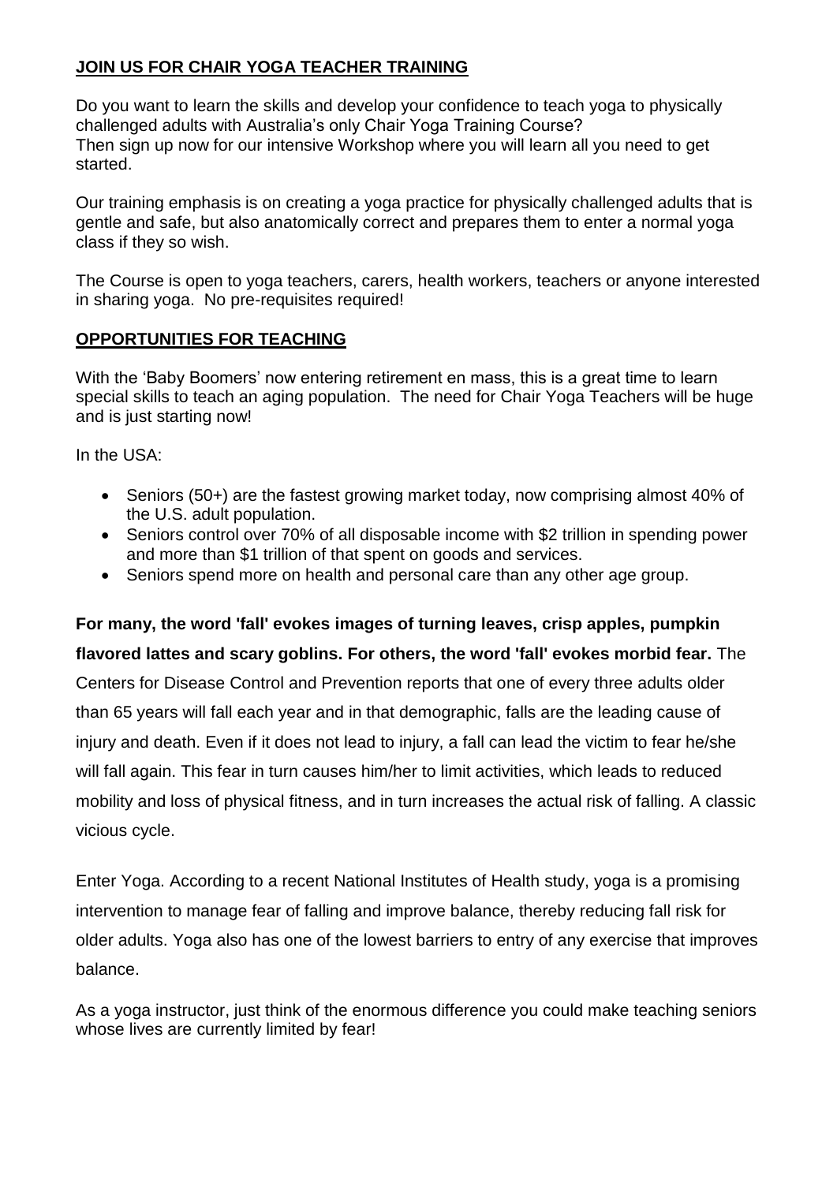## **JOIN US FOR CHAIR YOGA TEACHER TRAINING**

Do you want to learn the skills and develop your confidence to teach yoga to physically challenged adults with Australia's only Chair Yoga Training Course?
Then sign up now for our intensive Workshop where you will learn all you need to get started.

Our training emphasis is on creating a yoga practice for physically challenged adults that is gentle and safe, but also anatomically correct and prepares them to enter a normal yoga class if they so wish.

The Course is open to yoga teachers, carers, health workers, teachers or anyone interested in sharing yoga. No pre-requisites required!

## **OPPORTUNITIES FOR TEACHING**

With the 'Baby Boomers' now entering retirement en mass, this is a great time to learn special skills to teach an aging population. The need for Chair Yoga Teachers will be huge and is just starting now!

In the USA:

- Seniors (50+) are the fastest growing market today, now comprising almost 40% of the U.S. adult population.
- Seniors control over 70% of all disposable income with $2 trillion in spending power and more than $1 trillion of that spent on goods and services.
- Seniors spend more on health and personal care than any other age group.

**For many, the word 'fall' evokes images of turning leaves, crisp apples, pumpkin flavored lattes and scary goblins. For others, the word 'fall' evokes morbid fear.** The Centers for Disease Control and Prevention reports that one of every three adults older than 65 years will fall each year and in that demographic, falls are the leading cause of injury and death. Even if it does not lead to injury, a fall can lead the victim to fear he/she will fall again. This fear in turn causes him/her to limit activities, which leads to reduced mobility and loss of physical fitness, and in turn increases the actual risk of falling. A classic vicious cycle.

Enter Yoga. According to a recent National Institutes of Health study, yoga is a promising intervention to manage fear of falling and improve balance, thereby reducing fall risk for older adults. Yoga also has one of the lowest barriers to entry of any exercise that improves balance.

As a yoga instructor, just think of the enormous difference you could make teaching seniors whose lives are currently limited by fear!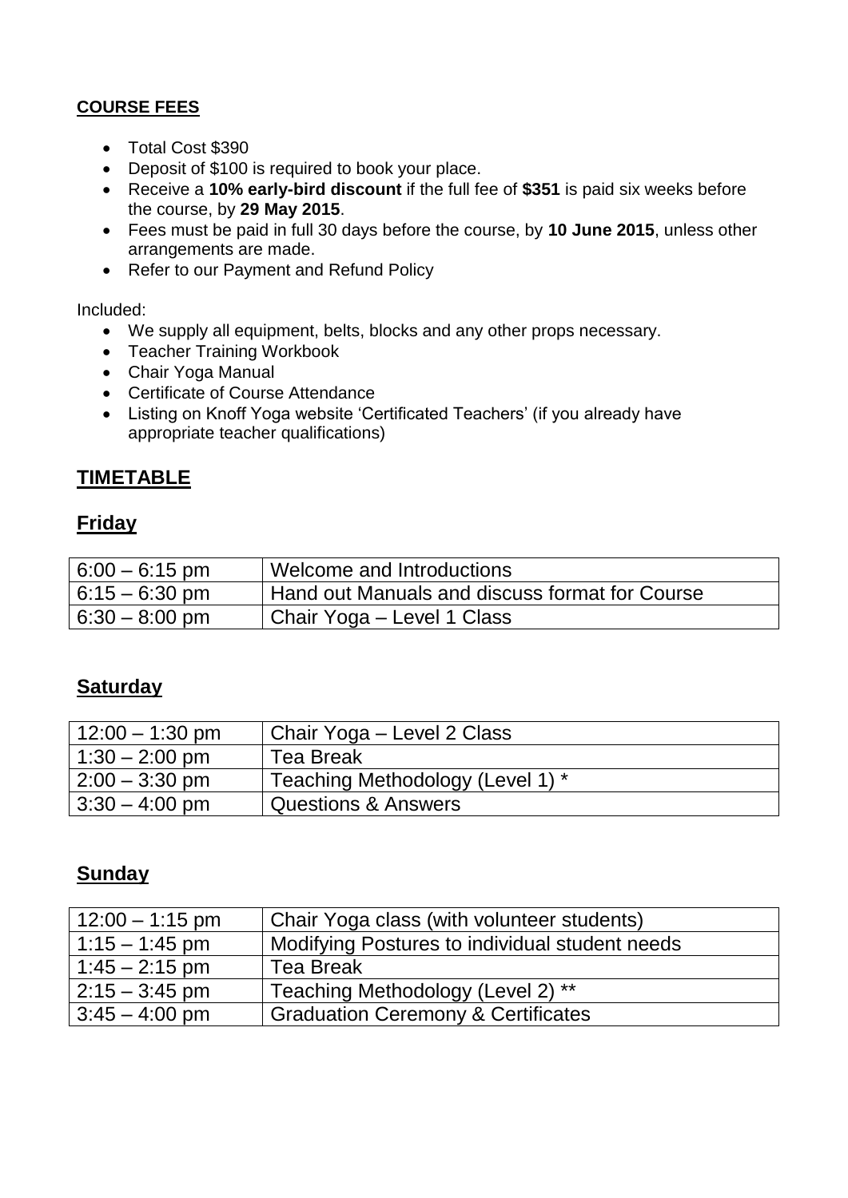**COURSE FEES**

- Total Cost $390
- Deposit of $100 is required to book your place.
- Receive a **10% early-bird discount** if the full fee of **$351** is paid six weeks before the course, by **29 May 2015**.
- Fees must be paid in full 30 days before the course, by **10 June 2015**, unless other arrangements are made.
- Refer to our Payment and Refund Policy

Included:

- We supply all equipment, belts, blocks and any other props necessary.
- Teacher Training Workbook
- Chair Yoga Manual
- Certificate of Course Attendance
- Listing on Knoff Yoga website 'Certificated Teachers' (if you already have appropriate teacher qualifications)

## TIMETABLE

### Friday

| | |
|---|---|
| 6:00 – 6:15 pm | Welcome and Introductions |
| 6:15 – 6:30 pm | Hand out Manuals and discuss format for Course |
| 6:30 – 8:00 pm | Chair Yoga – Level 1 Class |

### Saturday

| | |
|---|---|
| 12:00 – 1:30 pm | Chair Yoga – Level 2 Class |
| 1:30 – 2:00 pm | Tea Break |
| 2:00 – 3:30 pm | Teaching Methodology (Level 1) * |
| 3:30 – 4:00 pm | Questions & Answers |

### Sunday

| | |
|---|---|
| 12:00 – 1:15 pm | Chair Yoga class (with volunteer students) |
| 1:15 – 1:45 pm | Modifying Postures to individual student needs |
| 1:45 – 2:15 pm | Tea Break |
| 2:15 – 3:45 pm | Teaching Methodology (Level 2) ** |
| 3:45 – 4:00 pm | Graduation Ceremony & Certificates |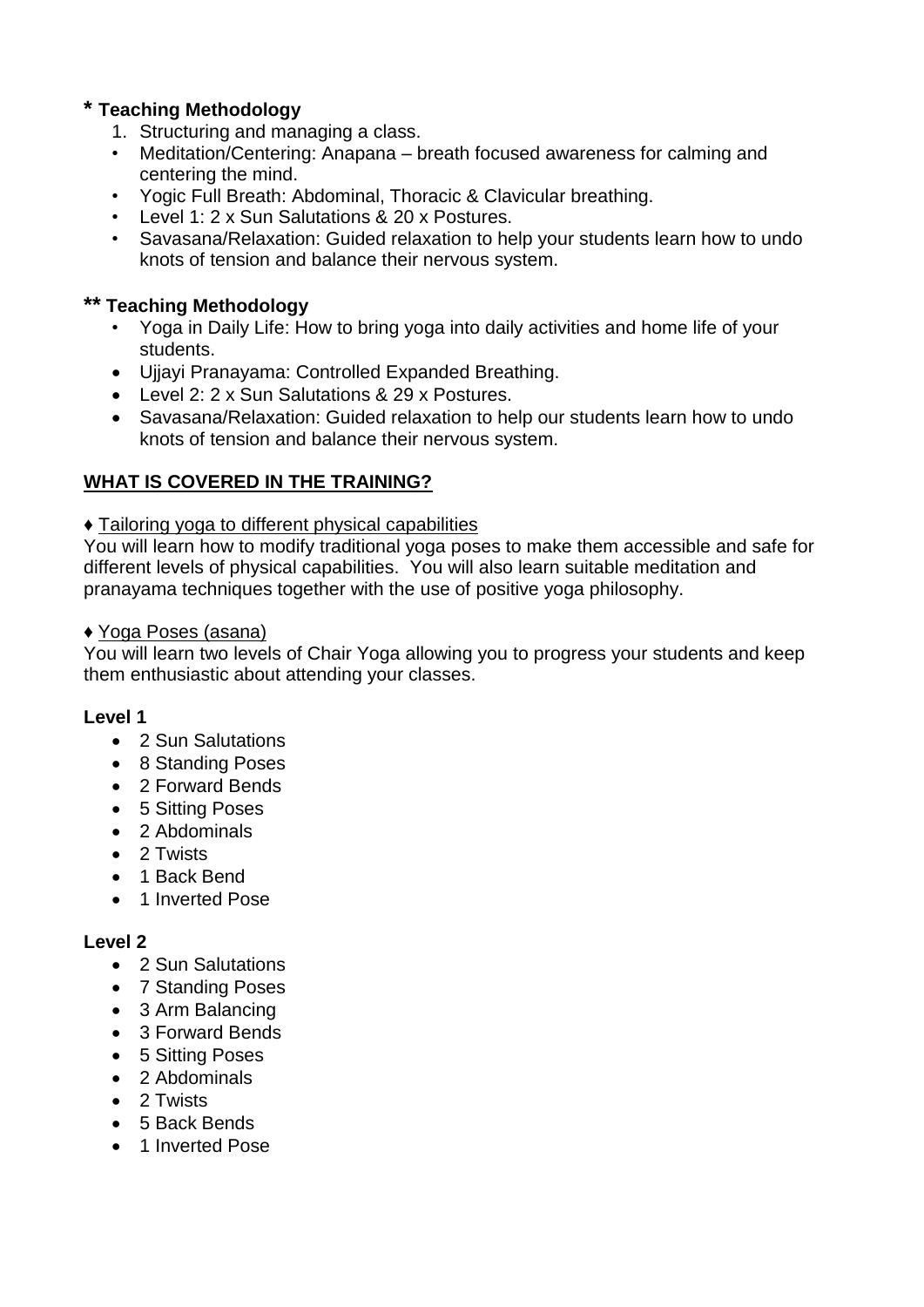### * Teaching Methodology

1. Structuring and managing a class.

- Meditation/Centering: Anapana – breath focused awareness for calming and centering the mind.
- Yogic Full Breath: Abdominal, Thoracic & Clavicular breathing.
- Level 1: 2 x Sun Salutations & 20 x Postures.
- Savasana/Relaxation: Guided relaxation to help your students learn how to undo knots of tension and balance their nervous system.

### ** Teaching Methodology

- Yoga in Daily Life: How to bring yoga into daily activities and home life of your students.
- Ujjayi Pranayama: Controlled Expanded Breathing.
- Level 2: 2 x Sun Salutations & 29 x Postures.
- Savasana/Relaxation: Guided relaxation to help our students learn how to undo knots of tension and balance their nervous system.

## WHAT IS COVERED IN THE TRAINING?

♦ Tailoring yoga to different physical capabilities

You will learn how to modify traditional yoga poses to make them accessible and safe for different levels of physical capabilities. You will also learn suitable meditation and pranayama techniques together with the use of positive yoga philosophy.

♦ Yoga Poses (asana)

You will learn two levels of Chair Yoga allowing you to progress your students and keep them enthusiastic about attending your classes.

**Level 1**

- 2 Sun Salutations
- 8 Standing Poses
- 2 Forward Bends
- 5 Sitting Poses
- 2 Abdominals
- 2 Twists
- 1 Back Bend
- 1 Inverted Pose

**Level 2**

- 2 Sun Salutations
- 7 Standing Poses
- 3 Arm Balancing
- 3 Forward Bends
- 5 Sitting Poses
- 2 Abdominals
- 2 Twists
- 5 Back Bends
- 1 Inverted Pose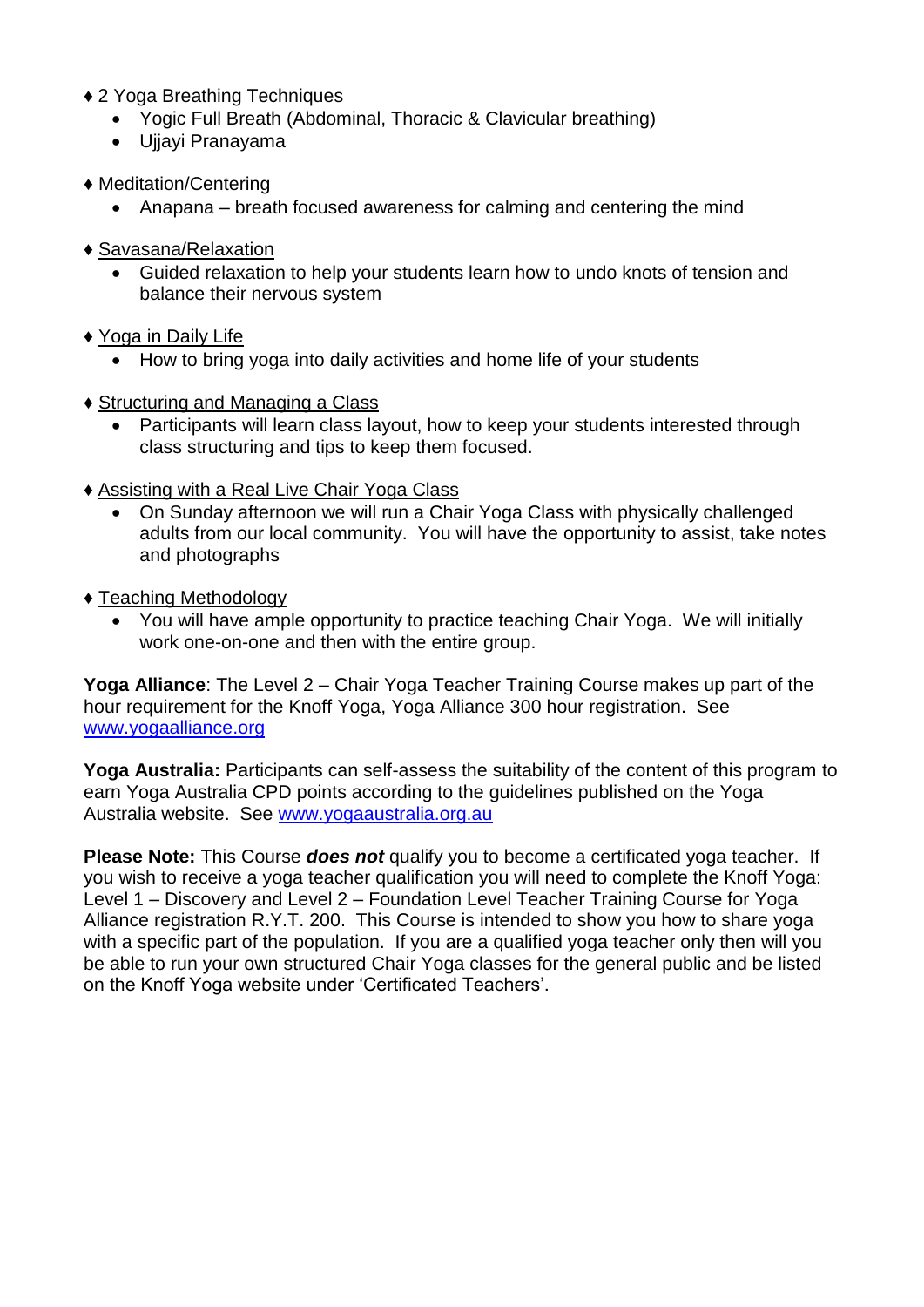♦ 2 Yoga Breathing Techniques

- Yogic Full Breath (Abdominal, Thoracic & Clavicular breathing)
- Ujjayi Pranayama

♦ Meditation/Centering

- Anapana – breath focused awareness for calming and centering the mind

♦ Savasana/Relaxation

- Guided relaxation to help your students learn how to undo knots of tension and balance their nervous system

♦ Yoga in Daily Life

- How to bring yoga into daily activities and home life of your students

♦ Structuring and Managing a Class

- Participants will learn class layout, how to keep your students interested through class structuring and tips to keep them focused.

♦ Assisting with a Real Live Chair Yoga Class

- On Sunday afternoon we will run a Chair Yoga Class with physically challenged adults from our local community. You will have the opportunity to assist, take notes and photographs

♦ Teaching Methodology

- You will have ample opportunity to practice teaching Chair Yoga. We will initially work one-on-one and then with the entire group.

**Yoga Alliance**: The Level 2 – Chair Yoga Teacher Training Course makes up part of the hour requirement for the Knoff Yoga, Yoga Alliance 300 hour registration. See www.yogaalliance.org

**Yoga Australia:** Participants can self-assess the suitability of the content of this program to earn Yoga Australia CPD points according to the guidelines published on the Yoga Australia website. See www.yogaaustralia.org.au

**Please Note:** This Course ***does not*** qualify you to become a certificated yoga teacher. If you wish to receive a yoga teacher qualification you will need to complete the Knoff Yoga: Level 1 – Discovery and Level 2 – Foundation Level Teacher Training Course for Yoga Alliance registration R.Y.T. 200. This Course is intended to show you how to share yoga with a specific part of the population. If you are a qualified yoga teacher only then will you be able to run your own structured Chair Yoga classes for the general public and be listed on the Knoff Yoga website under 'Certificated Teachers'.